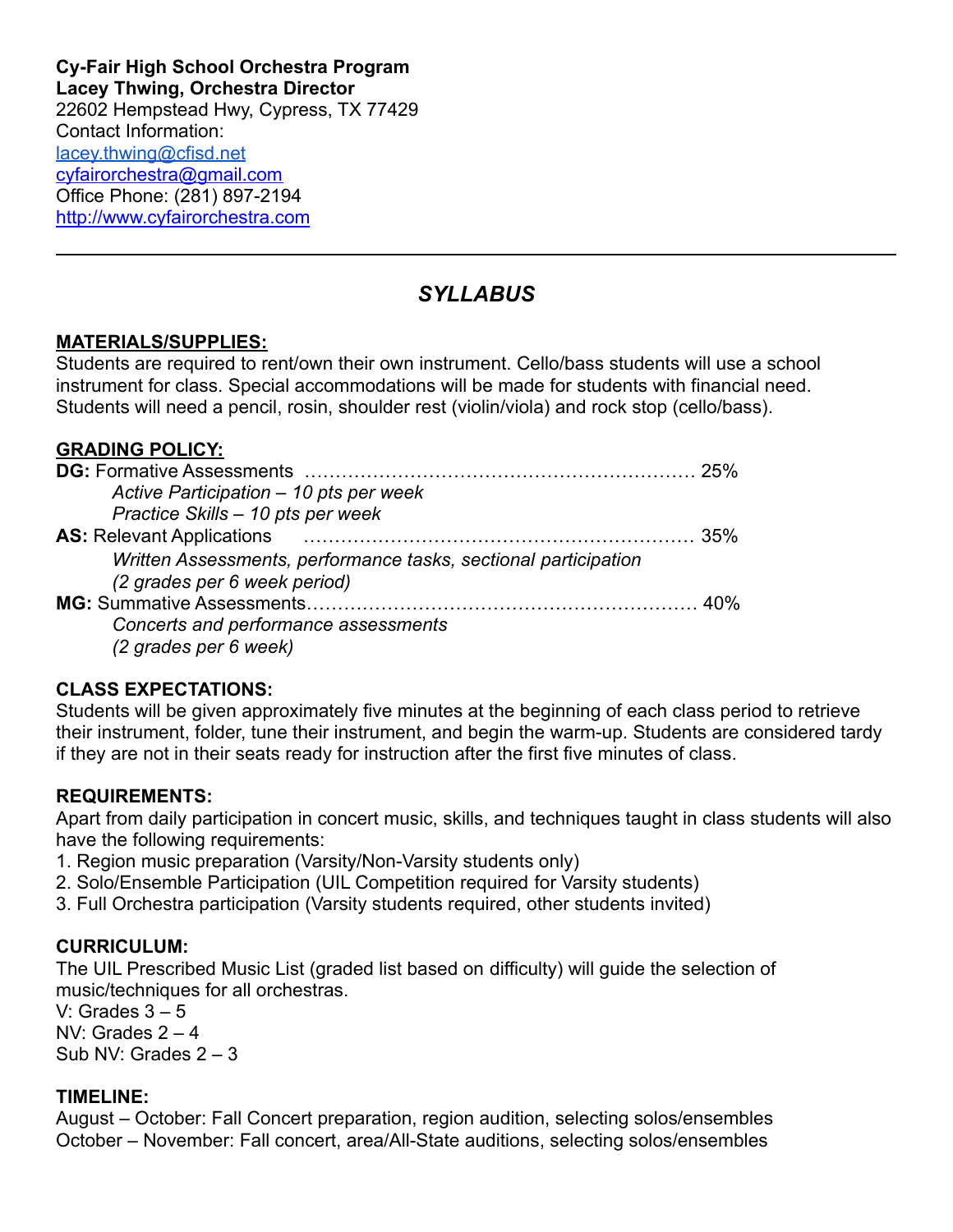**Cy-Fair High School Orchestra Program**
**Lacey Thwing, Orchestra Director**
22602 Hempstead Hwy, Cypress, TX 77429
Contact Information:
lacey.thwing@cfisd.net
cyfairorchestra@gmail.com
Office Phone: (281) 897-2194
http://www.cyfairorchestra.com

---

## *SYLLABUS*

**MATERIALS/SUPPLIES:**
Students are required to rent/own their own instrument. Cello/bass students will use a school instrument for class. Special accommodations will be made for students with financial need. Students will need a pencil, rosin, shoulder rest (violin/viola) and rock stop (cello/bass).

**GRADING POLICY:**
**DG:** Formative Assessments ……………………………………………………… 25%
*Active Participation – 10 pts per week*
*Practice Skills – 10 pts per week*
**AS:** Relevant Applications ……………………………………………………… 35%
*Written Assessments, performance tasks, sectional participation*
*(2 grades per 6 week period)*
**MG:** Summative Assessments……………………………………………………… 40%
*Concerts and performance assessments*
*(2 grades per 6 week)*

**CLASS EXPECTATIONS:**
Students will be given approximately five minutes at the beginning of each class period to retrieve their instrument, folder, tune their instrument, and begin the warm-up. Students are considered tardy if they are not in their seats ready for instruction after the first five minutes of class.

**REQUIREMENTS:**
Apart from daily participation in concert music, skills, and techniques taught in class students will also have the following requirements:
1. Region music preparation (Varsity/Non-Varsity students only)
2. Solo/Ensemble Participation (UIL Competition required for Varsity students)
3. Full Orchestra participation (Varsity students required, other students invited)

**CURRICULUM:**
The UIL Prescribed Music List (graded list based on difficulty) will guide the selection of music/techniques for all orchestras.
V: Grades 3 – 5
NV: Grades 2 – 4
Sub NV: Grades 2 – 3

**TIMELINE:**
August – October: Fall Concert preparation, region audition, selecting solos/ensembles
October – November: Fall concert, area/All-State auditions, selecting solos/ensembles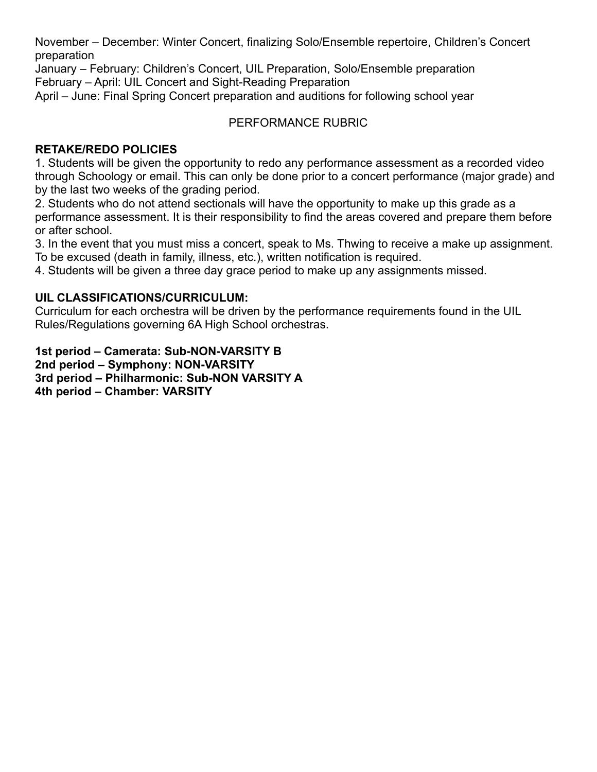November – December: Winter Concert, finalizing Solo/Ensemble repertoire, Children's Concert preparation
January – February: Children's Concert, UIL Preparation, Solo/Ensemble preparation
February – April: UIL Concert and Sight-Reading Preparation
April – June: Final Spring Concert preparation and auditions for following school year

PERFORMANCE RUBRIC

**RETAKE/REDO POLICIES**

1. Students will be given the opportunity to redo any performance assessment as a recorded video through Schoology or email. This can only be done prior to a concert performance (major grade) and by the last two weeks of the grading period.
2. Students who do not attend sectionals will have the opportunity to make up this grade as a performance assessment. It is their responsibility to find the areas covered and prepare them before or after school.
3. In the event that you must miss a concert, speak to Ms. Thwing to receive a make up assignment. To be excused (death in family, illness, etc.), written notification is required.
4. Students will be given a three day grace period to make up any assignments missed.

**UIL CLASSIFICATIONS/CURRICULUM:**

Curriculum for each orchestra will be driven by the performance requirements found in the UIL Rules/Regulations governing 6A High School orchestras.

**1st period – Camerata: Sub-NON-VARSITY B**
**2nd period – Symphony: NON-VARSITY**
**3rd period – Philharmonic: Sub-NON VARSITY A**
**4th period – Chamber: VARSITY**